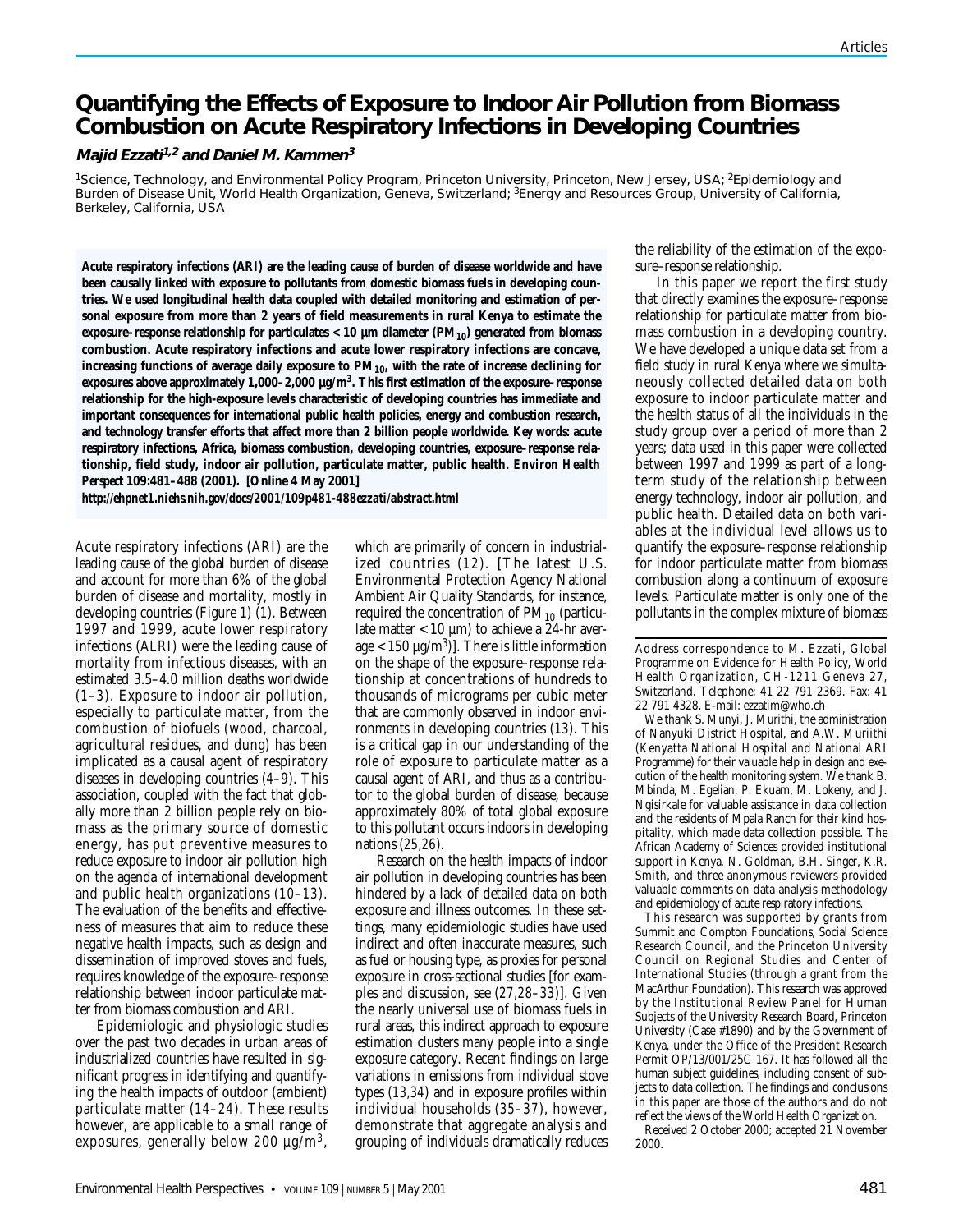# Quantifying the Effects of Exposure to Indoor Air Pollution from Biomass Combustion on Acute Respiratory Infections in Developing Countries

**Majid Ezzati[1,2] and Daniel M. Kammen[3]**

[1]Science, Technology, and Environmental Policy Program, Princeton University, Princeton, New Jersey, USA; [2]Epidemiology and Burden of Disease Unit, World Health Organization, Geneva, Switzerland; [3]Energy and Resources Group, University of California, Berkeley, California, USA

**Acute respiratory infections (ARI) are the leading cause of burden of disease worldwide and have been causally linked with exposure to pollutants from domestic biomass fuels in developing countries. We used longitudinal health data coupled with detailed monitoring and estimation of personal exposure from more than 2 years of field measurements in rural Kenya to estimate the exposure–response relationship for particulates < 10 µm diameter ($PM_{10}$) generated from biomass combustion. Acute respiratory infections and acute lower respiratory infections are concave, increasing functions of average daily exposure to $PM_{10}$, with the rate of increase declining for exposures above approximately 1,000–2,000 µg/m$^3$. This first estimation of the exposure–response relationship for the high-exposure levels characteristic of developing countries has immediate and important consequences for international public health policies, energy and combustion research, and technology transfer efforts that affect more than 2 billion people worldwide. Key words: acute respiratory infections, Africa, biomass combustion, developing countries, exposure–response relationship, field study, indoor air pollution, particulate matter, public health. *Environ Health Perspect* 109:481–488 (2001). [Online 4 May 2001]**

***http://ehpnet1.niehs.nih.gov/docs/2001/109p481-488ezzati/abstract.html***

Acute respiratory infections (ARI) are the leading cause of the global burden of disease and account for more than 6% of the global burden of disease and mortality, mostly in developing countries (Figure 1) (*1*). Between 1997 and 1999, acute lower respiratory infections (ALRI) were the leading cause of mortality from infectious diseases, with an estimated 3.5–4.0 million deaths worldwide (*1–3*). Exposure to indoor air pollution, especially to particulate matter, from the combustion of biofuels (wood, charcoal, agricultural residues, and dung) has been implicated as a causal agent of respiratory diseases in developing countries (*4–9*). This association, coupled with the fact that globally more than 2 billion people rely on biomass as the primary source of domestic energy, has put preventive measures to reduce exposure to indoor air pollution high on the agenda of international development and public health organizations (*10–13*). The evaluation of the benefits and effectiveness of measures that aim to reduce these negative health impacts, such as design and dissemination of improved stoves and fuels, requires knowledge of the exposure–response relationship between indoor particulate matter from biomass combustion and ARI.

Epidemiologic and physiologic studies over the past two decades in urban areas of industrialized countries have resulted in significant progress in identifying and quantifying the health impacts of outdoor (ambient) particulate matter (*14–24*). These results however, are applicable to a small range of exposures, generally below 200 µg/m$^3$, which are primarily of concern in industrialized countries (*12*). [The latest U.S. Environmental Protection Agency National Ambient Air Quality Standards, for instance, required the concentration of $PM_{10}$ (particulate matter < 10 µm) to achieve a 24-hr average < 150 µg/m$^3$)]. There is little information on the shape of the exposure–response relationship at concentrations of hundreds to thousands of micrograms per cubic meter that are commonly observed in indoor environments in developing countries (*13*). This is a critical gap in our understanding of the role of exposure to particulate matter as a causal agent of ARI, and thus as a contributor to the global burden of disease, because approximately 80% of total global exposure to this pollutant occurs indoors in developing nations (*25,26*).

Research on the health impacts of indoor air pollution in developing countries has been hindered by a lack of detailed data on both exposure and illness outcomes. In these settings, many epidemiologic studies have used indirect and often inaccurate measures, such as fuel or housing type, as proxies for personal exposure in cross-sectional studies [for examples and discussion, see (*27,28–33*)]. Given the nearly universal use of biomass fuels in rural areas, this indirect approach to exposure estimation clusters many people into a single exposure category. Recent findings on large variations in emissions from individual stove types (*13,34*) and in exposure profiles within individual households (*35–37*), however, demonstrate that aggregate analysis and grouping of individuals dramatically reduces the reliability of the estimation of the exposure–response relationship.

In this paper we report the first study that directly examines the exposure–response relationship for particulate matter from biomass combustion in a developing country. We have developed a unique data set from a field study in rural Kenya where we simultaneously collected detailed data on both exposure to indoor particulate matter and the health status of all the individuals in the study group over a period of more than 2 years; data used in this paper were collected between 1997 and 1999 as part of a long-term study of the relationship between energy technology, indoor air pollution, and public health. Detailed data on both variables at the individual level allows us to quantify the exposure–response relationship for indoor particulate matter from biomass combustion along a continuum of exposure levels. Particulate matter is only one of the pollutants in the complex mixture of biomass

---

Address correspondence to M. Ezzati, Global Programme on Evidence for Health Policy, World Health Organization, CH-1211 Geneva 27, Switzerland. Telephone: 41 22 791 2369. Fax: 41 22 791 4328. E-mail: ezzatim@who.ch

We thank S. Munyi, J. Murithi, the administration of Nanyuki District Hospital, and A.W. Muriithi (Kenyatta National Hospital and National ARI Programme) for their valuable help in design and execution of the health monitoring system. We thank B. Mbinda, M. Egelian, P. Ekuam, M. Lokeny, and J. Ngisirkale for valuable assistance in data collection and the residents of Mpala Ranch for their kind hospitality, which made data collection possible. The African Academy of Sciences provided institutional support in Kenya. N. Goldman, B.H. Singer, K.R. Smith, and three anonymous reviewers provided valuable comments on data analysis methodology and epidemiology of acute respiratory infections.

This research was supported by grants from Summit and Compton Foundations, Social Science Research Council, and the Princeton University Council on Regional Studies and Center of International Studies (through a grant from the MacArthur Foundation). This research was approved by the Institutional Review Panel for Human Subjects of the University Research Board, Princeton University (Case #1890) and by the Government of Kenya, under the Office of the President Research Permit OP/13/001/25C 167. It has followed all the human subject guidelines, including consent of subjects to data collection. The findings and conclusions in this paper are those of the authors and do not reflect the views of the World Health Organization.

Received 2 October 2000; accepted 21 November 2000.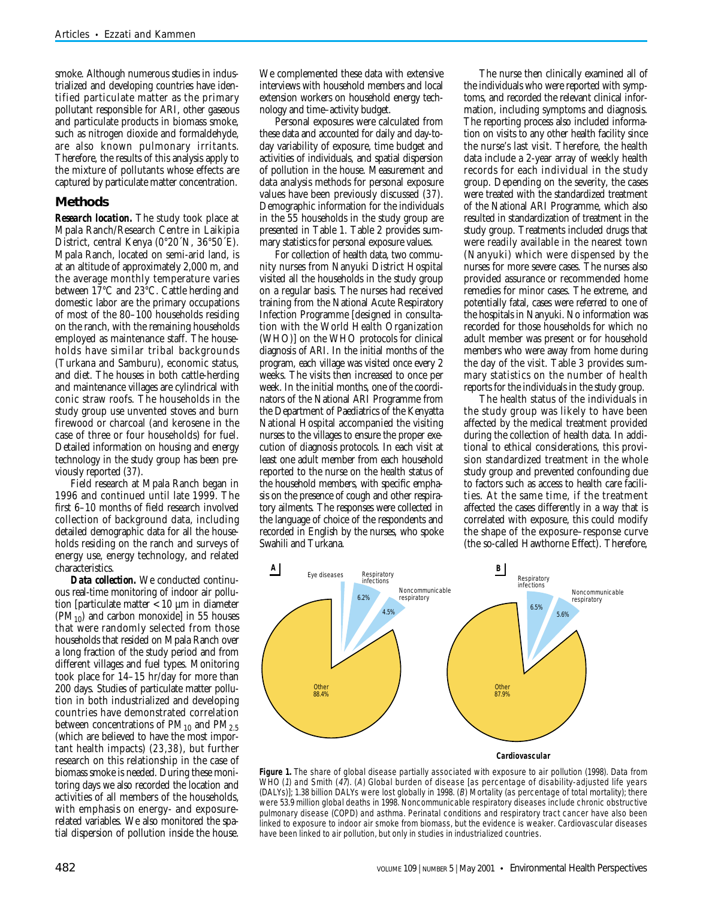smoke. Although numerous studies in industrialized and developing countries have identified particulate matter as the primary pollutant responsible for ARI, other gaseous and particulate products in biomass smoke, such as nitrogen dioxide and formaldehyde, are also known pulmonary irritants. Therefore, the results of this analysis apply to the mixture of pollutants whose effects are captured by particulate matter concentration.

## Methods

***Research location.*** The study took place at Mpala Ranch/Research Centre in Laikipia District, central Kenya (0°20´N, 36°50´E). Mpala Ranch, located on semi-arid land, is at an altitude of approximately 2,000 m, and the average monthly temperature varies between 17°C and 23°C. Cattle herding and domestic labor are the primary occupations of most of the 80–100 households residing on the ranch, with the remaining households employed as maintenance staff. The households have similar tribal backgrounds (Turkana and Samburu), economic status, and diet. The houses in both cattle-herding and maintenance villages are cylindrical with conic straw roofs. The households in the study group use unvented stoves and burn firewood or charcoal (and kerosene in the case of three or four households) for fuel. Detailed information on housing and energy technology in the study group has been previously reported (37).

Field research at Mpala Ranch began in 1996 and continued until late 1999. The first 6–10 months of field research involved collection of background data, including detailed demographic data for all the households residing on the ranch and surveys of energy use, energy technology, and related characteristics.

***Data collection.*** We conducted continuous real-time monitoring of indoor air pollution [particulate matter < 10 µm in diameter ($PM_{10}$) and carbon monoxide] in 55 houses that were randomly selected from those households that resided on Mpala Ranch over a long fraction of the study period and from different villages and fuel types. Monitoring took place for 14–15 hr/day for more than 200 days. Studies of particulate matter pollution in both industrialized and developing countries have demonstrated correlation between concentrations of $PM_{10}$ and $PM_{2.5}$ (which are believed to have the most important health impacts) (23,38), but further research on this relationship in the case of biomass smoke is needed. During these monitoring days we also recorded the location and activities of all members of the households, with emphasis on energy- and exposure-related variables. We also monitored the spatial dispersion of pollution inside the house. We complemented these data with extensive interviews with household members and local extension workers on household energy technology and time–activity budget.

Personal exposures were calculated from these data and accounted for daily and day-to-day variability of exposure, time budget and activities of individuals, and spatial dispersion of pollution in the house. Measurement and data analysis methods for personal exposure values have been previously discussed (37). Demographic information for the individuals in the 55 households in the study group are presented in Table 1. Table 2 provides summary statistics for personal exposure values.

For collection of health data, two community nurses from Nanyuki District Hospital visited all the households in the study group on a regular basis. The nurses had received training from the National Acute Respiratory Infection Programme [designed in consultation with the World Health Organization (WHO)] on the WHO protocols for clinical diagnosis of ARI. In the initial months of the program, each village was visited once every 2 weeks. The visits then increased to once per week. In the initial months, one of the coordinators of the National ARI Programme from the Department of Paediatrics of the Kenyatta National Hospital accompanied the visiting nurses to the villages to ensure the proper execution of diagnosis protocols. In each visit at least one adult member from each household reported to the nurse on the health status of the household members, with specific emphasis on the presence of cough and other respiratory ailments. The responses were collected in the language of choice of the respondents and recorded in English by the nurses, who spoke Swahili and Turkana.

The nurse then clinically examined all of the individuals who were reported with symptoms, and recorded the relevant clinical information, including symptoms and diagnosis. The reporting process also included information on visits to any other health facility since the nurse's last visit. Therefore, the health data include a 2-year array of weekly health records for each individual in the study group. Depending on the severity, the cases were treated with the standardized treatment of the National ARI Programme, which also resulted in standardization of treatment in the study group. Treatments included drugs that were readily available in the nearest town (Nanyuki) which were dispensed by the nurses for more severe cases. The nurses also provided assurance or recommended home remedies for minor cases. The extreme, and potentially fatal, cases were referred to one of the hospitals in Nanyuki. No information was recorded for those households for which no adult member was present or for household members who were away from home during the day of the visit. Table 3 provides summary statistics on the number of health reports for the individuals in the study group.

The health status of the individuals in the study group was likely to have been affected by the medical treatment provided during the collection of health data. In additional to ethical considerations, this provision standardized treatment in the whole study group and prevented confounding due to factors such as access to health care facilities. At the same time, if the treatment affected the cases differently in a way that is correlated with exposure, this could modify the shape of the exposure–response curve (the so-called Hawthorne Effect). Therefore,

A

Eye diseases

Respiratory infections

6.2%

Noncommunicable respiratory

4.5%

Other 88.4%

B

Respiratory infections

6.5%

Noncommunicable respiratory

5.6%

Other 87.9%

Cardiovascular

**Figure 1.** The share of global disease partially associated with exposure to air pollution (1998). Data from WHO (1) and Smith (47). (A) Global burden of disease [as percentage of disability-adjusted life years (DALYs)]; 1.38 billion DALYs were lost globally in 1998. (B) Mortality (as percentage of total mortality); there were 53.9 million global deaths in 1998. Noncommunicable respiratory diseases include chronic obstructive pulmonary disease (COPD) and asthma. Perinatal conditions and respiratory tract cancer have also been linked to exposure to indoor air smoke from biomass, but the evidence is weaker. Cardiovascular diseases have been linked to air pollution, but only in studies in industrialized countries.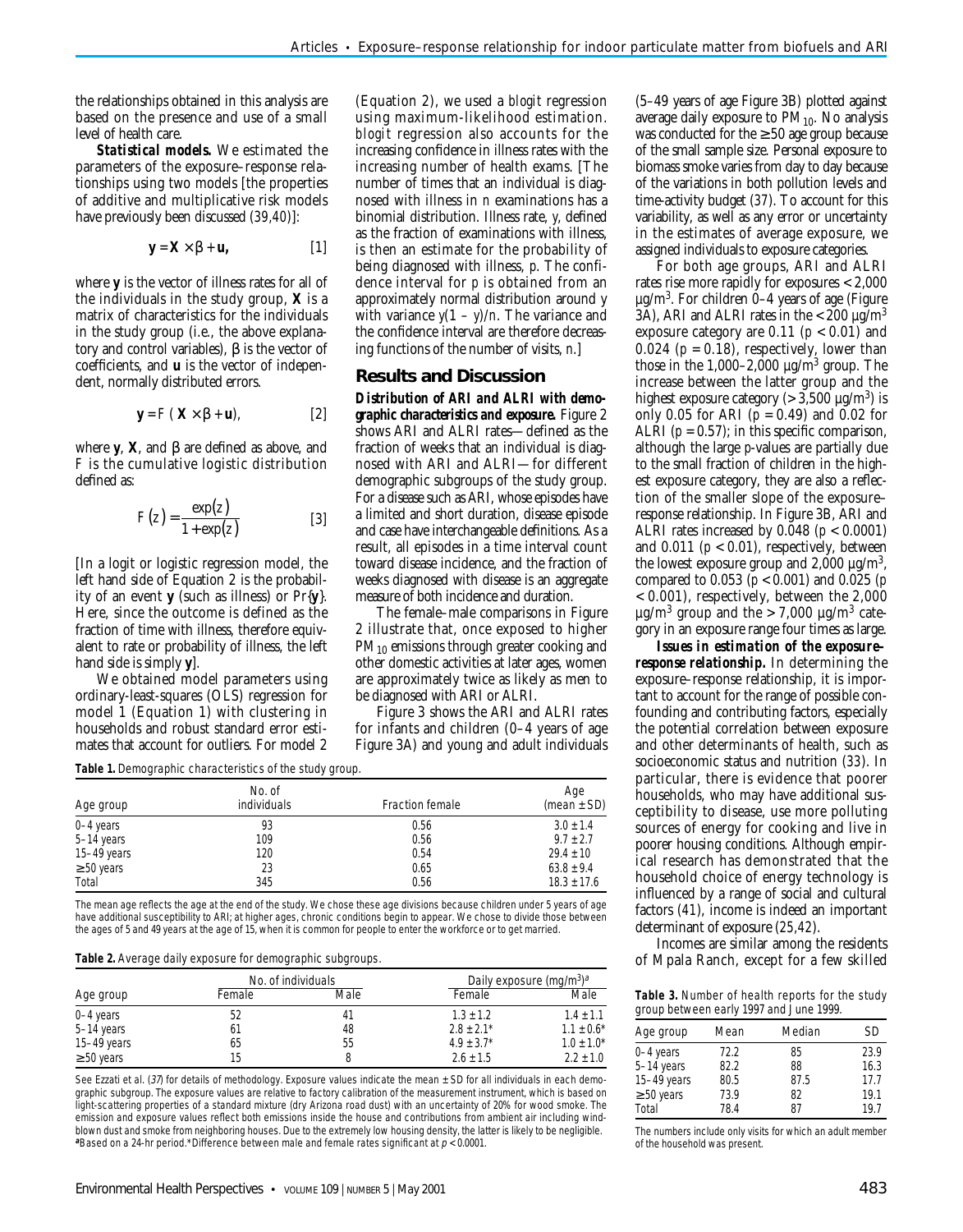the relationships obtained in this analysis are based on the presence and use of a small level of health care.

***Statistical models.*** We estimated the parameters of the exposure–response relationships using two models [the properties of additive and multiplicative risk models have previously been discussed (*39,40*)]:

$$\mathbf{y} = \mathbf{X} \times \beta + \mathbf{u}, \quad [1]$$

where **y** is the vector of illness rates for all of the individuals in the study group, **X** is a matrix of characteristics for the individuals in the study group (i.e., the above explanatory and control variables), β is the vector of coefficients, and **u** is the vector of independent, normally distributed errors.

$$\mathbf{y} = F(\mathbf{X} \times \beta + \mathbf{u}), \quad [2]$$

where **y**, **X**, and β are defined as above, and *F* is the cumulative logistic distribution defined as:

$$F(z) = \frac{\exp(z)}{1 + \exp(z)} \quad [3]$$

[In a logit or logistic regression model, the left hand side of Equation 2 is the probability of an event **y** (such as illness) or Pr{**y**}. Here, since the outcome is defined as the fraction of time with illness, therefore equivalent to rate or probability of illness, the left hand side is simply **y**].

We obtained model parameters using ordinary-least-squares (OLS) regression for model 1 (Equation 1) with clustering in households and robust standard error estimates that account for outliers. For model 2 (Equation 2), we used a *blogit* regression using maximum-likelihood estimation. *blogit* regression also accounts for the increasing confidence in illness rates with the increasing number of health exams. [The number of times that an individual is diagnosed with illness in *n* examinations has a binomial distribution. Illness rate, *y*, defined as the fraction of examinations with illness, is then an estimate for the probability of being diagnosed with illness, *p*. The confidence interval for *p* is obtained from an approximately normal distribution around *y* with variance $y(1 - y)/n$. The variance and the confidence interval are therefore decreasing functions of the number of visits, *n*.]

## Results and Discussion

***Distribution of ARI and ALRI with demographic characteristics and exposure.*** Figure 2 shows ARI and ALRI rates—defined as the fraction of weeks that an individual is diagnosed with ARI and ALRI—for different demographic subgroups of the study group. For a disease such as ARI, whose episodes have a limited and short duration, disease episode and case have interchangeable definitions. As a result, all episodes in a time interval count toward disease incidence, and the fraction of weeks diagnosed with disease is an aggregate measure of both incidence and duration.

The female–male comparisons in Figure 2 illustrate that, once exposed to higher $PM_{10}$ emissions through greater cooking and other domestic activities at later ages, women are approximately twice as likely as men to be diagnosed with ARI or ALRI.

Figure 3 shows the ARI and ALRI rates for infants and children (0–4 years of age Figure 3A) and young and adult individuals (5–49 years of age Figure 3B) plotted against average daily exposure to $PM_{10}$. No analysis was conducted for the ≥ 50 age group because of the small sample size. Personal exposure to biomass smoke varies from day to day because of the variations in both pollution levels and time-activity budget (*37*). To account for this variability, as well as any error or uncertainty in the estimates of average exposure, we assigned individuals to exposure categories.

For both age groups, ARI and ALRI rates rise more rapidly for exposures < 2,000 $\mu g/m^3$. For children 0–4 years of age (Figure 3A), ARI and ALRI rates in the < 200 $\mu g/m^3$ exposure category are 0.11 ($p < 0.01$) and 0.024 ($p = 0.18$), respectively, lower than those in the 1,000–2,000 $\mu g/m^3$ group. The increase between the latter group and the highest exposure category (> 3,500 $\mu g/m^3$) is only 0.05 for ARI ($p = 0.49$) and 0.02 for ALRI ($p = 0.57$); in this specific comparison, although the large *p*-values are partially due to the small fraction of children in the highest exposure category, they are also a reflection of the smaller slope of the exposure–response relationship. In Figure 3B, ARI and ALRI rates increased by 0.048 ($p < 0.0001$) and 0.011 ($p < 0.01$), respectively, between the lowest exposure group and 2,000 $\mu g/m^3$, compared to 0.053 ($p < 0.001$) and 0.025 ($p < 0.001$), respectively, between the 2,000 $\mu g/m^3$ group and the > 7,000 $\mu g/m^3$ category in an exposure range four times as large.

***Issues in estimation of the exposure–response relationship.*** In determining the exposure–response relationship, it is important to account for the range of possible confounding and contributing factors, especially the potential correlation between exposure and other determinants of health, such as socioeconomic status and nutrition (*33*). In particular, there is evidence that poorer households, who may have additional susceptibility to disease, use more polluting sources of energy for cooking and live in poorer housing conditions. Although empirical research has demonstrated that the household choice of energy technology is influenced by a range of social and cultural factors (*41*), income is indeed an important determinant of exposure (*25,42*).

Incomes are similar among the residents of Mpala Ranch, except for a few skilled

**Table 1.** Demographic characteristics of the study group.

| Age group | No. of individuals | Fraction female | Age (mean ± SD) |
|---|---|---|---|
| 0–4 years | 93 | 0.56 | 3.0 ± 1.4 |
| 5–14 years | 109 | 0.56 | 9.7 ± 2.7 |
| 15–49 years | 120 | 0.54 | 29.4 ± 10 |
| ≥ 50 years | 23 | 0.65 | 63.8 ± 9.4 |
| Total | 345 | 0.56 | 18.3 ± 17.6 |

The mean age reflects the age at the end of the study. We chose these age divisions because children under 5 years of age have additional susceptibility to ARI; at higher ages, chronic conditions begin to appear. We chose to divide those between the ages of 5 and 49 years at the age of 15, when it is common for people to enter the workforce or to get married.

**Table 2.** Average daily exposure for demographic subgroups.

| Age group | No. of individuals | | Daily exposure ($mg/m^3$)[a] | |
|---|---|---|---|---|
| | Female | Male | Female | Male |
| 0–4 years | 52 | 41 | 1.3 ± 1.2 | 1.4 ± 1.1 |
| 5–14 years | 61 | 48 | 2.8 ± 2.1* | 1.1 ± 0.6* |
| 15–49 years | 65 | 55 | 4.9 ± 3.7* | 1.0 ± 1.0* |
| ≥ 50 years | 15 | 8 | 2.6 ± 1.5 | 2.2 ± 1.0 |

See Ezzati et al. (*37*) for details of methodology. Exposure values indicate the mean ± SD for all individuals in each demographic subgroup. The exposure values are relative to factory calibration of the measurement instrument, which is based on light-scattering properties of a standard mixture (dry Arizona road dust) with an uncertainty of 20% for wood smoke. The emission and exposure values reflect both emissions inside the house and contributions from ambient air including wind-blown dust and smoke from neighboring houses. Due to the extremely low housing density, the latter is likely to be negligible.
[a]Based on a 24-hr period.*Difference between male and female rates significant at $p < 0.0001$.

**Table 3.** Number of health reports for the study group between early 1997 and June 1999.

| Age group | Mean | Median | SD |
|---|---|---|---|
| 0–4 years | 72.2 | 85 | 23.9 |
| 5–14 years | 82.2 | 88 | 16.3 |
| 15–49 years | 80.5 | 87.5 | 17.7 |
| ≥ 50 years | 73.9 | 82 | 19.1 |
| Total | 78.4 | 87 | 19.7 |

The numbers include only visits for which an adult member of the household was present.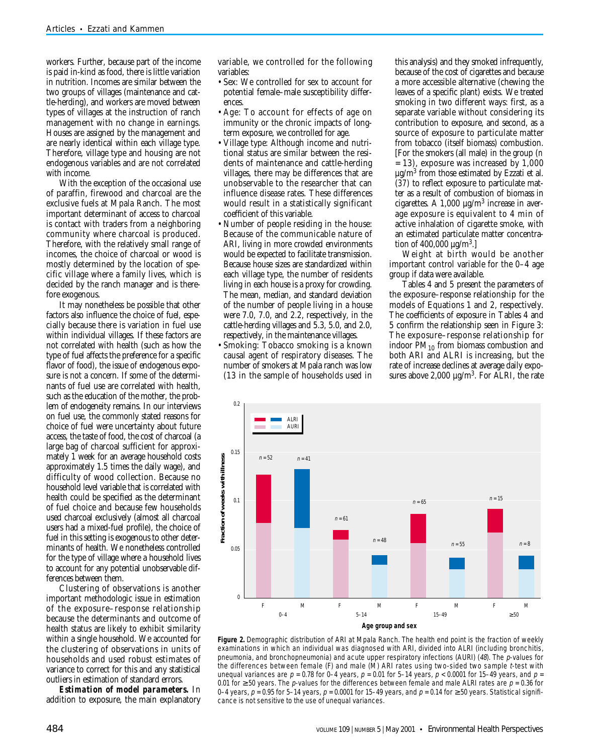workers. Further, because part of the income is paid in-kind as food, there is little variation in nutrition. Incomes are similar between the two groups of villages (maintenance and cattle-herding), and workers are moved between types of villages at the instruction of ranch management with no change in earnings. Houses are assigned by the management and are nearly identical within each village type. Therefore, village type and housing are not endogenous variables and are not correlated with income.

With the exception of the occasional use of paraffin, firewood and charcoal are the exclusive fuels at Mpala Ranch. The most important determinant of access to charcoal is contact with traders from a neighboring community where charcoal is produced. Therefore, with the relatively small range of incomes, the choice of charcoal or wood is mostly determined by the location of specific village where a family lives, which is decided by the ranch manager and is therefore exogenous.

It may nonetheless be possible that other factors also influence the choice of fuel, especially because there is variation in fuel use within individual villages. If these factors are not correlated with health (such as how the type of fuel affects the preference for a specific flavor of food), the issue of endogenous exposure is not a concern. If some of the determinants of fuel use are correlated with health, such as the education of the mother, the problem of endogeneity remains. In our interviews on fuel use, the commonly stated reasons for choice of fuel were uncertainty about future access, the taste of food, the cost of charcoal (a large bag of charcoal sufficient for approximately 1 week for an average household costs approximately 1.5 times the daily wage), and difficulty of wood collection. Because no household level variable that is correlated with health could be specified as the determinant of fuel choice and because few households used charcoal exclusively (almost all charcoal users had a mixed-fuel profile), the choice of fuel in this setting is exogenous to other determinants of health. We nonetheless controlled for the type of village where a household lives to account for any potential unobservable differences between them.

Clustering of observations is another important methodologic issue in estimation of the exposure–response relationship because the determinants and outcome of health status are likely to exhibit similarity within a single household. We accounted for the clustering of observations in units of households and used robust estimates of variance to correct for this and any statistical outliers in estimation of standard errors.

***Estimation of model parameters.*** In addition to exposure, the main explanatory variable, we controlled for the following variables:

- Sex: We controlled for sex to account for potential female–male susceptibility differences.
- Age: To account for effects of age on immunity or the chronic impacts of long-term exposure, we controlled for age.
- Village type: Although income and nutritional status are similar between the residents of maintenance and cattle-herding villages, there may be differences that are unobservable to the researcher that can influence disease rates. These differences would result in a statistically significant coefficient of this variable.
- Number of people residing in the house: Because of the communicable nature of ARI, living in more crowded environments would be expected to facilitate transmission. Because house sizes are standardized within each village type, the number of residents living in each house is a proxy for crowding. The mean, median, and standard deviation of the number of people living in a house were 7.0, 7.0, and 2.2, respectively, in the cattle-herding villages and 5.3, 5.0, and 2.0, respectively, in the maintenance villages.
- Smoking: Tobacco smoking is a known causal agent of respiratory diseases. The number of smokers at Mpala ranch was low (13 in the sample of households used in this analysis) and they smoked infrequently, because of the cost of cigarettes and because a more accessible alternative (chewing the leaves of a specific plant) exists. We treated smoking in two different ways: first, as a separate variable without considering its contribution to exposure, and second, as a source of exposure to particulate matter from tobacco (itself biomass) combustion. [For the smokers (all male) in the group ($n$ = 13), exposure was increased by 1,000 μg/m$^3$ from those estimated by Ezzati et al. (37) to reflect exposure to particulate matter as a result of combustion of biomass in cigarettes. A 1,000 μg/m$^3$ increase in average exposure is equivalent to 4 min of active inhalation of cigarette smoke, with an estimated particulate matter concentration of 400,000 μg/m$^3$.]

Weight at birth would be another important control variable for the 0–4 age group if data were available.

Tables 4 and 5 present the parameters of the exposure–response relationship for the models of Equations 1 and 2, respectively. The coefficients of exposure in Tables 4 and 5 confirm the relationship seen in Figure 3: The exposure–response relationship for indoor $PM_{10}$ from biomass combustion and both ARI and ALRI is increasing, but the rate of increase declines at average daily exposures above 2,000 μg/m$^3$. For ALRI, the rate

**Figure 2.** Demographic distribution of ARI at Mpala Ranch. The health end point is the fraction of weekly examinations in which an individual was diagnosed with ARI, divided into ALRI (including bronchitis, pneumonia, and bronchopneumonia) and acute upper respiratory infections (AURI) (*48*). The *p*-values for the differences between female (F) and male (M) ARI rates using two-sided two sample *t*-test with unequal variances are $p = 0.78$ for 0–4 years, $p = 0.01$ for 5–14 years, $p < 0.0001$ for 15–49 years, and $p = 0.01$ for ≥50 years. The *p*-values for the differences between female and male ALRI rates are $p = 0.36$ for 0–4 years, $p = 0.95$ for 5–14 years, $p = 0.0001$ for 15–49 years, and $p = 0.14$ for ≥50 years. Statistical significance is not sensitive to the use of unequal variances.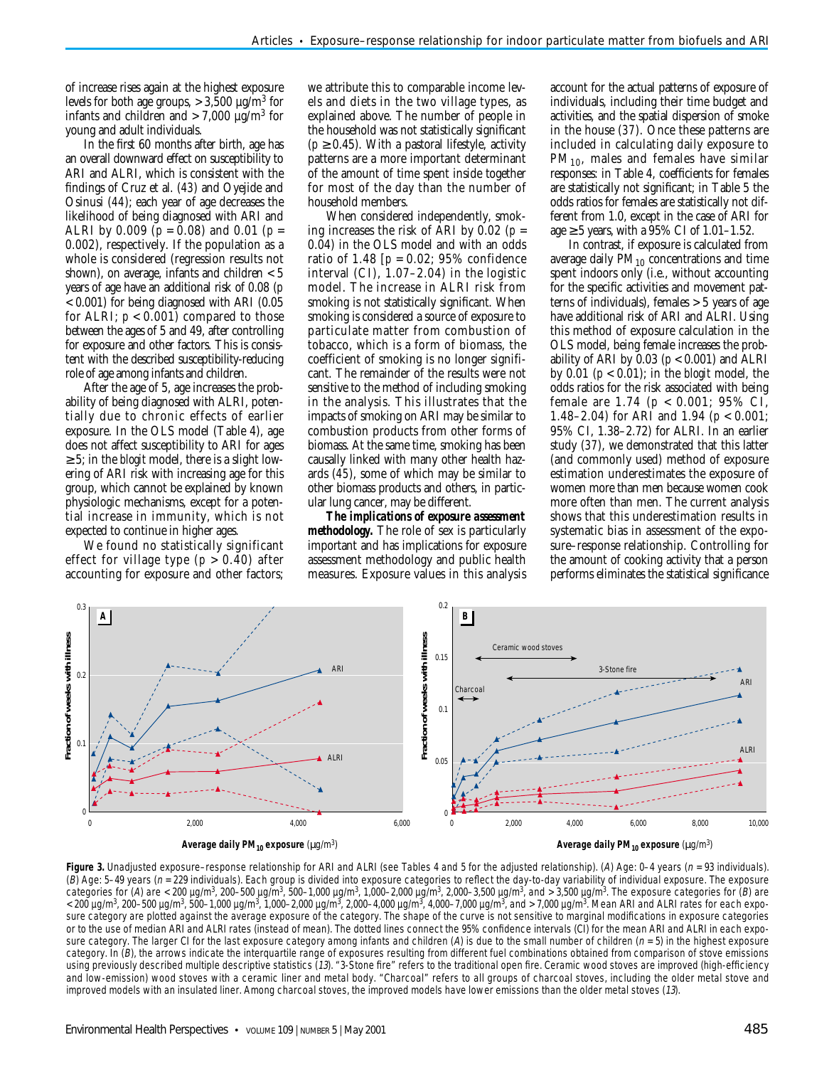of increase rises again at the highest exposure levels for both age groups, > 3,500 μg/m$^3$ for infants and children and > 7,000 μg/m$^3$ for young and adult individuals.

In the first 60 months after birth, age has an overall downward effect on susceptibility to ARI and ALRI, which is consistent with the findings of Cruz et al. (43) and Oyejide and Osinusi (44); each year of age decreases the likelihood of being diagnosed with ARI and ALRI by 0.009 ($p = 0.08$) and 0.01 ($p = 0.002$), respectively. If the population as a whole is considered (regression results not shown), on average, infants and children < 5 years of age have an additional risk of 0.08 ($p < 0.001$) for being diagnosed with ARI (0.05 for ALRI; $p < 0.001$) compared to those between the ages of 5 and 49, after controlling for exposure and other factors. This is consistent with the described susceptibility-reducing role of age among infants and children.

After the age of 5, age increases the probability of being diagnosed with ALRI, potentially due to chronic effects of earlier exposure. In the OLS model (Table 4), age does not affect susceptibility to ARI for ages ≥ 5; in the *blogit* model, there is a slight lowering of ARI risk with increasing age for this group, which cannot be explained by known physiologic mechanisms, except for a potential increase in immunity, which is not expected to continue in higher ages.

We found no statistically significant effect for village type ($p > 0.40$) after accounting for exposure and other factors; we attribute this to comparable income levels and diets in the two village types, as explained above. The number of people in the household was not statistically significant ($p \geq 0.45$). With a pastoral lifestyle, activity patterns are a more important determinant of the amount of time spent inside together for most of the day than the number of household members.

When considered independently, smoking increases the risk of ARI by 0.02 ($p = 0.04$) in the OLS model and with an odds ratio of 1.48 [$p = 0.02$; 95% confidence interval (CI), 1.07–2.04) in the logistic model. The increase in ALRI risk from smoking is not statistically significant. When smoking is considered a source of exposure to particulate matter from combustion of tobacco, which is a form of biomass, the coefficient of smoking is no longer significant. The remainder of the results were not sensitive to the method of including smoking in the analysis. This illustrates that the impacts of smoking on ARI may be similar to combustion products from other forms of biomass. At the same time, smoking has been causally linked with many other health hazards (45), some of which may be similar to other biomass products and others, in particular lung cancer, may be different.

**The implications of exposure assessment methodology.** The role of sex is particularly important and has implications for exposure assessment methodology and public health measures. Exposure values in this analysis account for the actual patterns of exposure of individuals, including their time budget and activities, and the spatial dispersion of smoke in the house (37). Once these patterns are included in calculating daily exposure to $PM_{10}$, males and females have similar responses: in Table 4, coefficients for females are statistically not significant; in Table 5 the odds ratios for females are statistically not different from 1.0, except in the case of ARI for age ≥ 5 years, with a 95% CI of 1.01–1.52.

In contrast, if exposure is calculated from average daily $PM_{10}$ concentrations and time spent indoors only (i.e., without accounting for the specific activities and movement patterns of individuals), females > 5 years of age have additional risk of ARI and ALRI. Using this method of exposure calculation in the OLS model, being female increases the probability of ARI by 0.03 ($p < 0.001$) and ALRI by 0.01 ($p < 0.01$); in the *blogit* model, the odds ratios for the risk associated with being female are 1.74 ($p < 0.001$; 95% CI, 1.48–2.04) for ARI and 1.94 ($p < 0.001$; 95% CI, 1.38–2.72) for ALRI. In an earlier study (37), we demonstrated that this latter (and commonly used) method of exposure estimation underestimates the exposure of women more than men because women cook more often than men. The current analysis shows that this underestimation results in systematic bias in assessment of the exposure–response relationship. Controlling for the amount of cooking activity that a person performs eliminates the statistical significance

**Figure 3.** Unadjusted exposure–response relationship for ARI and ALRI (see Tables 4 and 5 for the adjusted relationship). (*A*) Age: 0–4 years ($n = 93$ individuals). (*B*) Age: 5–49 years ($n = 229$ individuals). Each group is divided into exposure categories to reflect the day-to-day variability of individual exposure. The exposure categories for (*A*) are < 200 μg/m$^3$, 200–500 μg/m$^3$, 500–1,000 μg/m$^3$, 1,000–2,000 μg/m$^3$, 2,000–3,500 μg/m$^3$, and > 3,500 μg/m$^3$. The exposure categories for (*B*) are < 200 μg/m$^3$, 200–500 μg/m$^3$, 500–1,000 μg/m$^3$, 1,000–2,000 μg/m$^3$, 2,000–4,000 μg/m$^3$, 4,000–7,000 μg/m$^3$, and > 7,000 μg/m$^3$. Mean ARI and ALRI rates for each exposure category are plotted against the average exposure of the category. The shape of the curve is not sensitive to marginal modifications in exposure categories or to the use of median ARI and ALRI rates (instead of mean). The dotted lines connect the 95% confidence intervals (CI) for the mean ARI and ALRI in each exposure category. The larger CI for the last exposure category among infants and children (*A*) is due to the small number of children ($n = 5$) in the highest exposure category. In (*B*), the arrows indicate the interquartile range of exposures resulting from different fuel combinations obtained from comparison of stove emissions using previously described multiple descriptive statistics (*13*). "3-Stone fire" refers to the traditional open fire. Ceramic wood stoves are improved (high-efficiency and low-emission) wood stoves with a ceramic liner and metal body. "Charcoal" refers to all groups of charcoal stoves, including the older metal stove and improved models with an insulated liner. Among charcoal stoves, the improved models have lower emissions than the older metal stoves (*13*).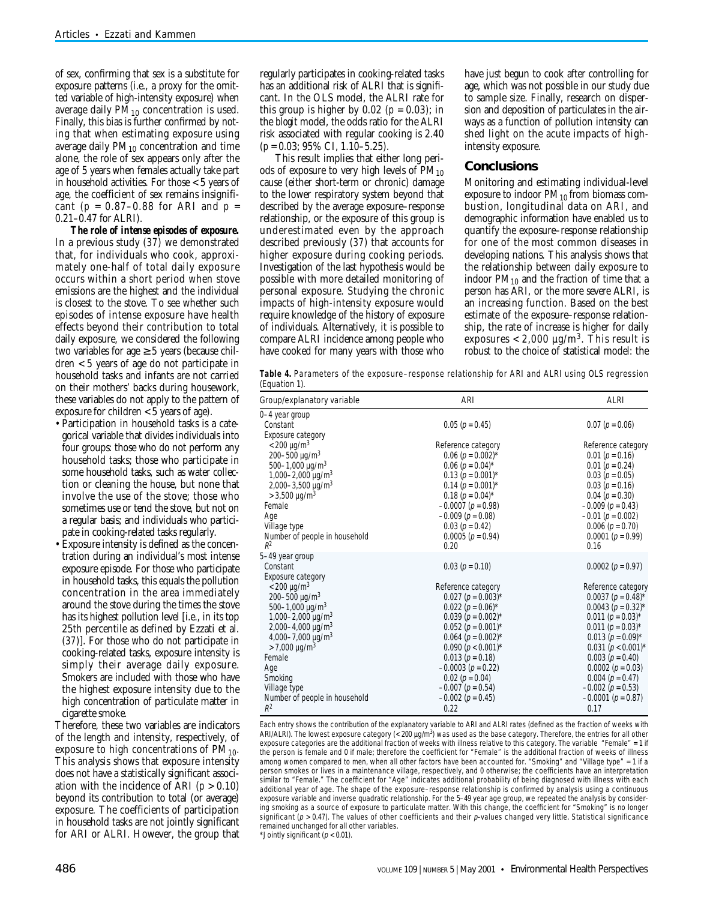of sex, confirming that sex is a substitute for exposure patterns (i.e., a proxy for the omitted variable of high-intensity exposure) when average daily $PM_{10}$ concentration is used. Finally, this bias is further confirmed by noting that when estimating exposure using average daily $PM_{10}$ concentration and time alone, the role of sex appears only after the age of 5 years when females actually take part in household activities. For those < 5 years of age, the coefficient of sex remains insignificant ($p = 0.87$–$0.88$ for ARI and $p = 0.21$–$0.47$ for ALRI).

**The role of intense episodes of exposure.** In a previous study (37) we demonstrated that, for individuals who cook, approximately one-half of total daily exposure occurs within a short period when stove emissions are the highest and the individual is closest to the stove. To see whether such episodes of intense exposure have health effects beyond their contribution to total daily exposure, we considered the following two variables for age ≥ 5 years (because children < 5 years of age do not participate in household tasks and infants are not carried on their mothers' backs during housework, these variables do not apply to the pattern of exposure for children < 5 years of age).

- Participation in household tasks is a categorical variable that divides individuals into four groups: those who do not perform any household tasks; those who participate in some household tasks, such as water collection or cleaning the house, but none that involve the use of the stove; those who sometimes use or tend the stove, but not on a regular basis; and individuals who participate in cooking-related tasks regularly.
- Exposure intensity is defined as the concentration during an individual's most intense exposure episode. For those who participate in household tasks, this equals the pollution concentration in the area immediately around the stove during the times the stove has its highest pollution level [i.e., in its top 25th percentile as defined by Ezzati et al. (37)]. For those who do not participate in cooking-related tasks, exposure intensity is simply their average daily exposure. Smokers are included with those who have the highest exposure intensity due to the high concentration of particulate matter in cigarette smoke.

Therefore, these two variables are indicators of the length and intensity, respectively, of exposure to high concentrations of $PM_{10}$. This analysis shows that exposure intensity does not have a statistically significant association with the incidence of ARI ($p > 0.10$) beyond its contribution to total (or average) exposure. The coefficients of participation in household tasks are not jointly significant for ARI or ALRI. However, the group that regularly participates in cooking-related tasks has an additional risk of ALRI that is significant. In the OLS model, the ALRI rate for this group is higher by 0.02 ($p = 0.03$); in the *blogit* model, the odds ratio for the ALRI risk associated with regular cooking is 2.40 ($p = 0.03$; 95% CI, 1.10–5.25).

This result implies that either long periods of exposure to very high levels of $PM_{10}$ cause (either short-term or chronic) damage to the lower respiratory system beyond that described by the average exposure–response relationship, or the exposure of this group is underestimated even by the approach described previously (37) that accounts for higher exposure during cooking periods. Investigation of the last hypothesis would be possible with more detailed monitoring of personal exposure. Studying the chronic impacts of high-intensity exposure would require knowledge of the history of exposure of individuals. Alternatively, it is possible to compare ALRI incidence among people who have cooked for many years with those who have just begun to cook after controlling for age, which was not possible in our study due to sample size. Finally, research on dispersion and deposition of particulates in the airways as a function of pollution intensity can shed light on the acute impacts of high-intensity exposure.

## Conclusions

Monitoring and estimating individual-level exposure to indoor $PM_{10}$ from biomass combustion, longitudinal data on ARI, and demographic information have enabled us to quantify the exposure–response relationship for one of the most common diseases in developing nations. This analysis shows that the relationship between daily exposure to indoor $PM_{10}$ and the fraction of time that a person has ARI, or the more severe ALRI, is an increasing function. Based on the best estimate of the exposure–response relationship, the rate of increase is higher for daily exposures < 2,000 μg/m$^3$. This result is robust to the choice of statistical model: the

**Table 4.** Parameters of the exposure–response relationship for ARI and ALRI using OLS regression (Equation 1).

| Group/explanatory variable | ARI | ALRI |
|---|---|---|
| 0–4 year group | | |
| Constant | 0.05 ($p = 0.45$) | 0.07 ($p = 0.06$) |
| Exposure category | | |
| < 200 μg/m$^3$ | Reference category | Reference category |
| 200–500 μg/m$^3$ | 0.06 ($p = 0.002$)* | 0.01 ($p = 0.16$) |
| 500–1,000 μg/m$^3$ | 0.06 ($p = 0.04$)* | 0.01 ($p = 0.24$) |
| 1,000–2,000 μg/m$^3$ | 0.13 ($p = 0.001$)* | 0.03 ($p = 0.05$) |
| 2,000–3,500 μg/m$^3$ | 0.14 ($p = 0.001$)* | 0.03 ($p = 0.16$) |
| > 3,500 μg/m$^3$ | 0.18 ($p = 0.04$)* | 0.04 ($p = 0.30$) |
| Female | –0.0007 ($p = 0.98$) | –0.009 ($p = 0.43$) |
| Age | –0.009 ($p = 0.08$) | –0.01 ($p = 0.002$) |
| Village type | 0.03 ($p = 0.42$) | 0.006 ($p = 0.70$) |
| Number of people in household | 0.0005 ($p = 0.94$) | 0.0001 ($p = 0.99$) |
| $R^2$ | 0.20 | 0.16 |
| 5–49 year group | | |
| Constant | 0.03 ($p = 0.10$) | 0.0002 ($p = 0.97$) |
| Exposure category | | |
| < 200 μg/m$^3$ | Reference category | Reference category |
| 200–500 μg/m$^3$ | 0.027 ($p = 0.003$)* | 0.0037 ($p = 0.48$)* |
| 500–1,000 μg/m$^3$ | 0.022 ($p = 0.06$)* | 0.0043 ($p = 0.32$)* |
| 1,000–2,000 μg/m$^3$ | 0.039 ($p = 0.002$)* | 0.011 ($p = 0.03$)* |
| 2,000–4,000 μg/m$^3$ | 0.052 ($p = 0.001$)* | 0.011 ($p = 0.03$)* |
| 4,000–7,000 μg/m$^3$ | 0.064 ($p = 0.002$)* | 0.013 ($p = 0.09$)* |
| > 7,000 μg/m$^3$ | 0.090 ($p < 0.001$)* | 0.031 ($p < 0.001$)* |
| Female | 0.013 ($p = 0.18$) | 0.003 ($p = 0.40$) |
| Age | –0.0003 ($p = 0.22$) | 0.0002 ($p = 0.03$) |
| Smoking | 0.02 ($p = 0.04$) | 0.004 ($p = 0.47$) |
| Village type | –0.007 ($p = 0.54$) | –0.002 ($p = 0.53$) |
| Number of people in household | –0.002 ($p = 0.45$) | –0.0001 ($p = 0.87$) |
| $R^2$ | 0.22 | 0.17 |

Each entry shows the contribution of the explanatory variable to ARI and ALRI rates (defined as the fraction of weeks with ARI/ALRI). The lowest exposure category (< 200 μg/m$^3$) was used as the base category. Therefore, the entries for all other exposure categories are the additional fraction of weeks with illness relative to this category. The variable "Female" = 1 if the person is female and 0 if male; therefore the coefficient for "Female" is the additional fraction of weeks of illness among women compared to men, when all other factors have been accounted for. "Smoking" and "Village type" = 1 if a person smokes or lives in a maintenance village, respectively, and 0 otherwise; the coefficients have an interpretation similar to "Female." The coefficient for "Age" indicates additional probability of being diagnosed with illness with each additional year of age. The shape of the exposure–response relationship is confirmed by analysis using a continuous exposure variable and inverse quadratic relationship. For the 5–49 year age group, we repeated the analysis by considering smoking as a source of exposure to particulate matter. With this change, the coefficient for "Smoking" is no longer significant ($p > 0.47$). The values of other coefficients and their *p*-values changed very little. Statistical significance remained unchanged for all other variables.

*Jointly significant ($p < 0.01$).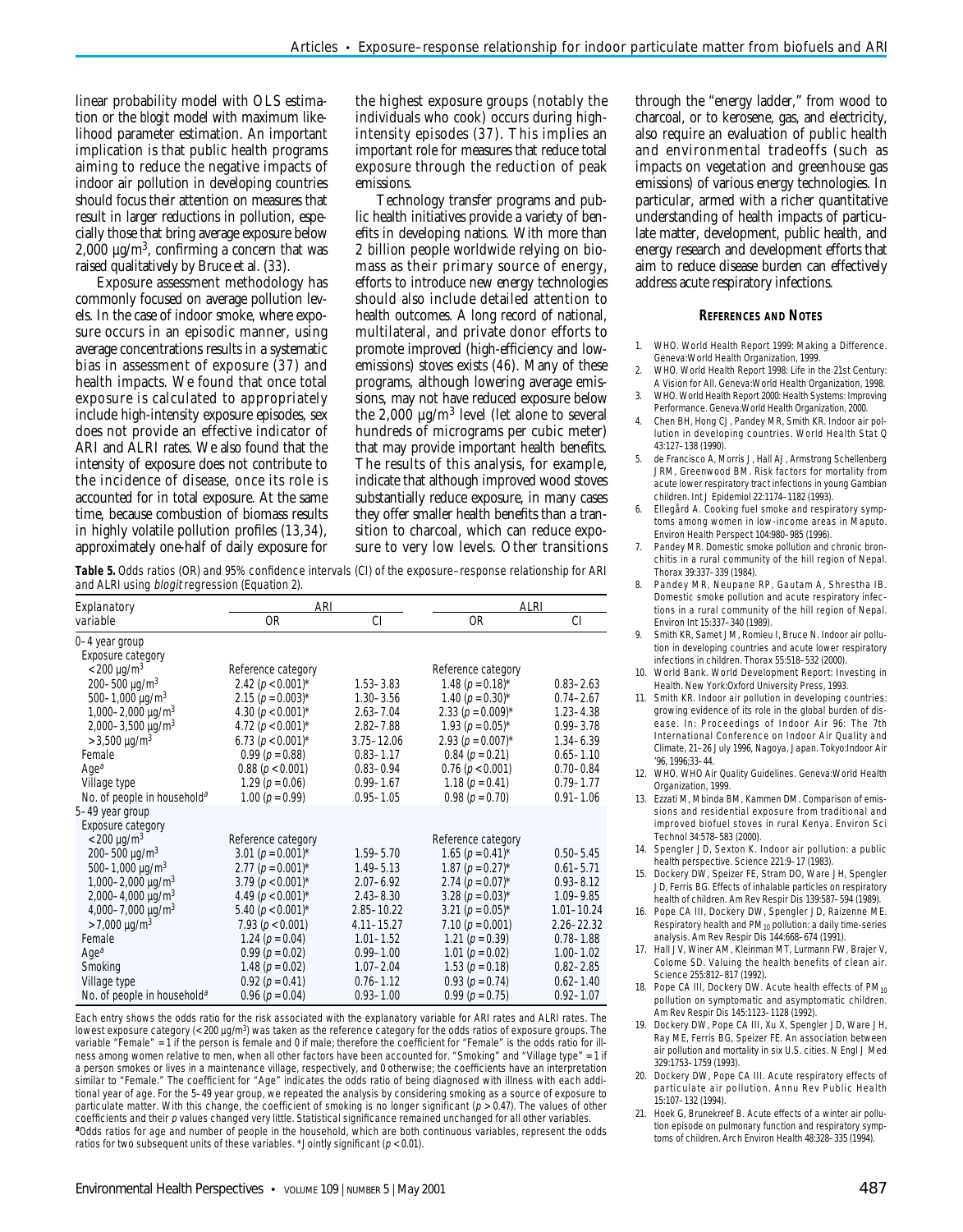linear probability model with OLS estimation or the *blogit* model with maximum likelihood parameter estimation. An important implication is that public health programs aiming to reduce the negative impacts of indoor air pollution in developing countries should focus their attention on measures that result in larger reductions in pollution, especially those that bring average exposure below 2,000 µg/m$^3$, confirming a concern that was raised qualitatively by Bruce et al. (33).

Exposure assessment methodology has commonly focused on average pollution levels. In the case of indoor smoke, where exposure occurs in an episodic manner, using average concentrations results in a systematic bias in assessment of exposure (37) and health impacts. We found that once total exposure is calculated to appropriately include high-intensity exposure episodes, sex does not provide an effective indicator of ARI and ALRI rates. We also found that the intensity of exposure does not contribute to the incidence of disease, once its role is accounted for in total exposure. At the same time, because combustion of biomass results in highly volatile pollution profiles (13,34), approximately one-half of daily exposure for the highest exposure groups (notably the individuals who cook) occurs during high-intensity episodes (37). This implies an important role for measures that reduce total exposure through the reduction of peak emissions.

Technology transfer programs and public health initiatives provide a variety of benefits in developing nations. With more than 2 billion people worldwide relying on biomass as their primary source of energy, efforts to introduce new energy technologies should also include detailed attention to health outcomes. A long record of national, multilateral, and private donor efforts to promote improved (high-efficiency and low-emissions) stoves exists (46). Many of these programs, although lowering average emissions, may not have reduced exposure below the 2,000 µg/m$^3$ level (let alone to several hundreds of micrograms per cubic meter) that may provide important health benefits. The results of this analysis, for example, indicate that although improved wood stoves substantially reduce exposure, in many cases they offer smaller health benefits than a transition to charcoal, which can reduce exposure to very low levels. Other transitions through the "energy ladder," from wood to charcoal, or to kerosene, gas, and electricity, also require an evaluation of public health and environmental tradeoffs (such as impacts on vegetation and greenhouse gas emissions) of various energy technologies. In particular, armed with a richer quantitative understanding of health impacts of particulate matter, development, public health, and energy research and development efforts that aim to reduce disease burden can effectively address acute respiratory infections.

**Table 5.** Odds ratios (OR) and 95% confidence intervals (CI) of the exposure–response relationship for ARI and ALRI using *blogit* regression (Equation 2).

| Explanatory variable | ARI | | ALRI | |
|---|---|---|---|---|
| | OR | CI | OR | CI |
| **0–4 year group** | | | | |
| Exposure category | | | | |
| <200 µg/m$^3$ | Reference category | | Reference category | |
| 200–500 µg/m$^3$ | 2.42 ($p$ < 0.001)* | 1.53–3.83 | 1.48 ($p$ = 0.18)* | 0.83–2.63 |
| 500–1,000 µg/m$^3$ | 2.15 ($p$ = 0.003)* | 1.30–3.56 | 1.40 ($p$ = 0.30)* | 0.74–2.67 |
| 1,000–2,000 µg/m$^3$ | 4.30 ($p$ < 0.001)* | 2.63–7.04 | 2.33 ($p$ = 0.009)* | 1.23–4.38 |
| 2,000–3,500 µg/m$^3$ | 4.72 ($p$ < 0.001)* | 2.82–7.88 | 1.93 ($p$ = 0.05)* | 0.99–3.78 |
| >3,500 µg/m$^3$ | 6.73 ($p$ < 0.001)* | 3.75–12.06 | 2.93 ($p$ = 0.007)* | 1.34–6.39 |
| Female | 0.99 ($p$ = 0.88) | 0.83–1.17 | 0.84 ($p$ = 0.21) | 0.65–1.10 |
| Age[a] | 0.88 ($p$ < 0.001) | 0.83–0.94 | 0.76 ($p$ < 0.001) | 0.70–0.84 |
| Village type | 1.29 ($p$ = 0.06) | 0.99–1.67 | 1.18 ($p$ = 0.41) | 0.79–1.77 |
| No. of people in household[a] | 1.00 ($p$ = 0.99) | 0.95–1.05 | 0.98 ($p$ = 0.70) | 0.91–1.06 |
| **5–49 year group** | | | | |
| Exposure category | | | | |
| <200 µg/m$^3$ | Reference category | | Reference category | |
| 200–500 µg/m$^3$ | 3.01 ($p$ = 0.001)* | 1.59–5.70 | 1.65 ($p$ = 0.41)* | 0.50–5.45 |
| 500–1,000 µg/m$^3$ | 2.77 ($p$ = 0.001)* | 1.49–5.13 | 1.87 ($p$ = 0.27)* | 0.61–5.71 |
| 1,000–2,000 µg/m$^3$ | 3.79 ($p$ < 0.001)* | 2.07–6.92 | 2.74 ($p$ = 0.07)* | 0.93–8.12 |
| 2,000–4,000 µg/m$^3$ | 4.49 ($p$ < 0.001)* | 2.43–8.30 | 3.28 ($p$ = 0.03)* | 1.09–9.85 |
| 4,000–7,000 µg/m$^3$ | 5.40 ($p$ < 0.001)* | 2.85–10.22 | 3.21 ($p$ = 0.05)* | 1.01–10.24 |
| >7,000 µg/m$^3$ | 7.93 ($p$ < 0.001) | 4.11–15.27 | 7.10 ($p$ = 0.001) | 2.26–22.32 |
| Female | 1.24 ($p$ = 0.04) | 1.01–1.52 | 1.21 ($p$ = 0.39) | 0.78–1.88 |
| Age[a] | 0.99 ($p$ = 0.02) | 0.99–1.00 | 1.01 ($p$ = 0.02) | 1.00–1.02 |
| Smoking | 1.48 ($p$ = 0.02) | 1.07–2.04 | 1.53 ($p$ = 0.18) | 0.82–2.85 |
| Village type | 0.92 ($p$ = 0.41) | 0.76–1.12 | 0.93 ($p$ = 0.74) | 0.62–1.40 |
| No. of people in household[a] | 0.96 ($p$ = 0.04) | 0.93–1.00 | 0.99 ($p$ = 0.75) | 0.92–1.07 |

Each entry shows the odds ratio for the risk associated with the explanatory variable for ARI rates and ALRI rates. The lowest exposure category (<200 µg/m$^3$) was taken as the reference category for the odds ratios of exposure groups. The variable "Female" = 1 if the person is female and 0 if male; therefore the coefficient for "Female" is the odds ratio for illness among women relative to men, when all other factors have been accounted for. "Smoking" and "Village type" = 1 if a person smokes or lives in a maintenance village, respectively, and 0 otherwise; the coefficients have an interpretation similar to "Female." The coefficient for "Age" indicates the odds ratio of being diagnosed with illness with each additional year of age. For the 5–49 year group, we repeated the analysis by considering smoking as a source of exposure to particulate matter. With this change, the coefficient of smoking is no longer significant ($p$ > 0.47). The values of other coefficients and their $p$ values changed very little. Statistical significance remained unchanged for all other variables.
[a]Odds ratios for age and number of people in the household, which are both continuous variables, represent the odds ratios for two subsequent units of these variables. *Jointly significant ($p$ < 0.01).

## References and Notes

1. WHO. World Health Report 1999: Making a Difference. Geneva:World Health Organization, 1999.
2. WHO. World Health Report 1998: Life in the 21st Century: A Vision for All. Geneva:World Health Organization, 1998.
3. WHO. World Health Report 2000: Health Systems: Improving Performance. Geneva:World Health Organization, 2000.
4. Chen BH, Hong CJ, Pandey MR, Smith KR. Indoor air pollution in developing countries. World Health Stat Q 43:127–138 (1990).
5. de Francisco A, Morris J, Hall AJ, Armstrong Schellenberg JRM, Greenwood BM. Risk factors for mortality from acute lower respiratory tract infections in young Gambian children. Int J Epidemiol 22:1174–1182 (1993).
6. Ellegård A. Cooking fuel smoke and respiratory symptoms among women in low-income areas in Maputo. Environ Health Perspect 104:980–985 (1996).
7. Pandey MR. Domestic smoke pollution and chronic bronchitis in a rural community of the hill region of Nepal. Thorax 39:337–339 (1984).
8. Pandey MR, Neupane RP, Gautam A, Shrestha IB. Domestic smoke pollution and acute respiratory infections in a rural community of the hill region of Nepal. Environ Int 15:337–340 (1989).
9. Smith KR, Samet JM, Romieu I, Bruce N. Indoor air pollution in developing countries and acute lower respiratory infections in children. Thorax 55:518–532 (2000).
10. World Bank. World Development Report: Investing in Health. New York:Oxford University Press, 1993.
11. Smith KR. Indoor air pollution in developing countries: growing evidence of its role in the global burden of disease. In: Proceedings of Indoor Air 96: The 7th International Conference on Indoor Air Quality and Climate, 21–26 July 1996, Nagoya, Japan. Tokyo:Indoor Air '96, 1996;33–44.
12. WHO. WHO Air Quality Guidelines. Geneva:World Health Organization, 1999.
13. Ezzati M, Mbinda BM, Kammen DM. Comparison of emissions and residential exposure from traditional and improved biofuel stoves in rural Kenya. Environ Sci Technol 34:578–583 (2000).
14. Spengler JD, Sexton K. Indoor air pollution: a public health perspective. Science 221:9–17 (1983).
15. Dockery DW, Speizer FE, Stram DO, Ware JH, Spengler JD, Ferris BG. Effects of inhalable particles on respiratory health of children. Am Rev Respir Dis 139:587–594 (1989).
16. Pope CA III, Dockery DW, Spengler JD, Raizenne ME. Respiratory health and $PM_{10}$ pollution: a daily time-series analysis. Am Rev Respir Dis 144:668–674 (1991).
17. Hall JV, Winer AM, Kleinman MT, Lurmann FW, Brajer V, Colome SD. Valuing the health benefits of clean air. Science 255:812–817 (1992).
18. Pope CA III, Dockery DW. Acute health effects of $PM_{10}$ pollution on symptomatic and asymptomatic children. Am Rev Respir Dis 145:1123–1128 (1992).
19. Dockery DW, Pope CA III, Xu X, Spengler JD, Ware JH, Ray ME, Ferris BG, Speizer FE. An association between air pollution and mortality in six U.S. cities. N Engl J Med 329:1753–1759 (1993).
20. Dockery DW, Pope CA III. Acute respiratory effects of particulate air pollution. Annu Rev Public Health 15:107–132 (1994).
21. Hoek G, Brunekreef B. Acute effects of a winter air pollution episode on pulmonary function and respiratory symptoms of children. Arch Environ Health 48:328–335 (1994).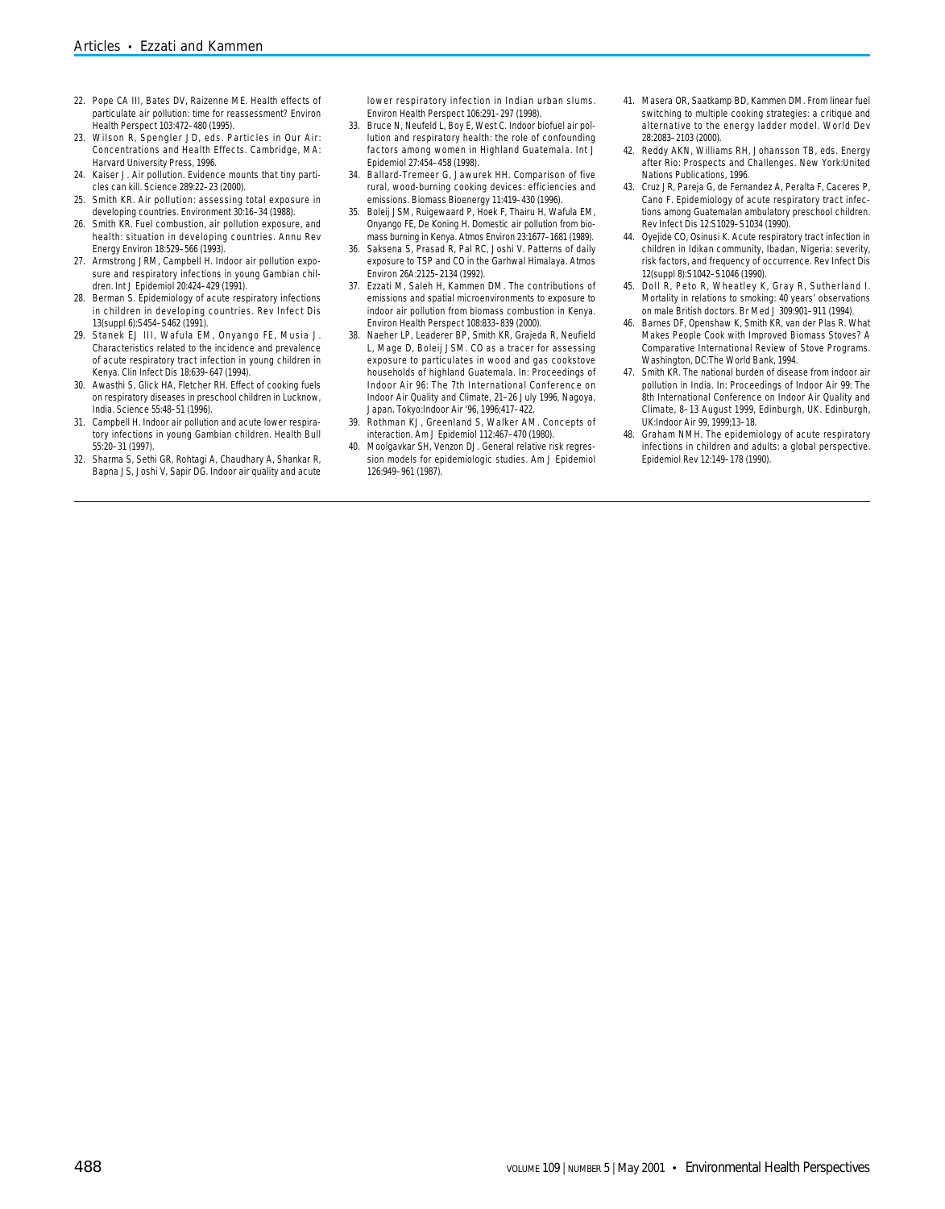22. Pope CA III, Bates DV, Raizenne ME. Health effects of particulate air pollution: time for reassessment? Environ Health Perspect 103:472–480 (1995).
23. Wilson R, Spengler JD, eds. Particles in Our Air: Concentrations and Health Effects. Cambridge, MA: Harvard University Press, 1996.
24. Kaiser J. Air pollution. Evidence mounts that tiny particles can kill. Science 289:22–23 (2000).
25. Smith KR. Air pollution: assessing total exposure in developing countries. Environment 30:16–34 (1988).
26. Smith KR. Fuel combustion, air pollution exposure, and health: situation in developing countries. Annu Rev Energy Environ 18:529–566 (1993).
27. Armstrong JRM, Campbell H. Indoor air pollution exposure and respiratory infections in young Gambian children. Int J Epidemiol 20:424–429 (1991).
28. Berman S. Epidemiology of acute respiratory infections in children in developing countries. Rev Infect Dis 13(suppl 6):S454–S462 (1991).
29. Stanek EJ III, Wafula EM, Onyango FE, Musia J. Characteristics related to the incidence and prevalence of acute respiratory tract infection in young children in Kenya. Clin Infect Dis 18:639–647 (1994).
30. Awasthi S, Glick HA, Fletcher RH. Effect of cooking fuels on respiratory diseases in preschool children in Lucknow, India. Science 55:48–51 (1996).
31. Campbell H. Indoor air pollution and acute lower respiratory infections in young Gambian children. Health Bull 55:20–31 (1997).
32. Sharma S, Sethi GR, Rohtagi A, Chaudhary A, Shankar R, Bapna JS, Joshi V, Sapir DG. Indoor air quality and acute lower respiratory infection in Indian urban slums. Environ Health Perspect 106:291–297 (1998).
33. Bruce N, Neufeld L, Boy E, West C. Indoor biofuel air pollution and respiratory health: the role of confounding factors among women in Highland Guatemala. Int J Epidemiol 27:454–458 (1998).
34. Ballard-Tremeer G, Jawurek HH. Comparison of five rural, wood-burning cooking devices: efficiencies and emissions. Biomass Bioenergy 11:419–430 (1996).
35. Boleij JSM, Ruigewaard P, Hoek F, Thairu H, Wafula EM, Onyango FE, De Koning H. Domestic air pollution from biomass burning in Kenya. Atmos Environ 23:1677–1681 (1989).
36. Saksena S, Prasad R, Pal RC, Joshi V. Patterns of daily exposure to TSP and CO in the Garhwal Himalaya. Atmos Environ 26A:2125–2134 (1992).
37. Ezzati M, Saleh H, Kammen DM. The contributions of emissions and spatial microenvironments to exposure to indoor air pollution from biomass combustion in Kenya. Environ Health Perspect 108:833–839 (2000).
38. Naeher LP, Leaderer BP, Smith KR, Grajeda R, Neufield L, Mage D, Boleij JSM. CO as a tracer for assessing exposure to particulates in wood and gas cookstove households of highland Guatemala. In: Proceedings of Indoor Air 96: The 7th International Conference on Indoor Air Quality and Climate, 21–26 July 1996, Nagoya, Japan. Tokyo:Indoor Air '96, 1996;417–422.
39. Rothman KJ, Greenland S, Walker AM. Concepts of interaction. Am J Epidemiol 112:467–470 (1980).
40. Moolgavkar SH, Venzon DJ. General relative risk regression models for epidemiologic studies. Am J Epidemiol 126:949–961 (1987).
41. Masera OR, Saatkamp BD, Kammen DM. From linear fuel switching to multiple cooking strategies: a critique and alternative to the energy ladder model. World Dev 28:2083–2103 (2000).
42. Reddy AKN, Williams RH, Johansson TB, eds. Energy after Rio: Prospects and Challenges. New York:United Nations Publications, 1996.
43. Cruz JR, Pareja G, de Fernandez A, Peralta F, Caceres P, Cano F. Epidemiology of acute respiratory tract infections among Guatemalan ambulatory preschool children. Rev Infect Dis 12:S1029–S1034 (1990).
44. Oyejide CO, Osinusi K. Acute respiratory tract infection in children in Idikan community, Ibadan, Nigeria: severity, risk factors, and frequency of occurrence. Rev Infect Dis 12(suppl 8):S1042–S1046 (1990).
45. Doll R, Peto R, Wheatley K, Gray R, Sutherland I. Mortality in relations to smoking: 40 years' observations on male British doctors. Br Med J 309:901–911 (1994).
46. Barnes DF, Openshaw K, Smith KR, van der Plas R. What Makes People Cook with Improved Biomass Stoves? A Comparative International Review of Stove Programs. Washington, DC:The World Bank, 1994.
47. Smith KR. The national burden of disease from indoor air pollution in India. In: Proceedings of Indoor Air 99: The 8th International Conference on Indoor Air Quality and Climate, 8–13 August 1999, Edinburgh, UK. Edinburgh, UK:Indoor Air 99, 1999;13–18.
48. Graham NMH. The epidemiology of acute respiratory infections in children and adults: a global perspective. Epidemiol Rev 12:149–178 (1990).